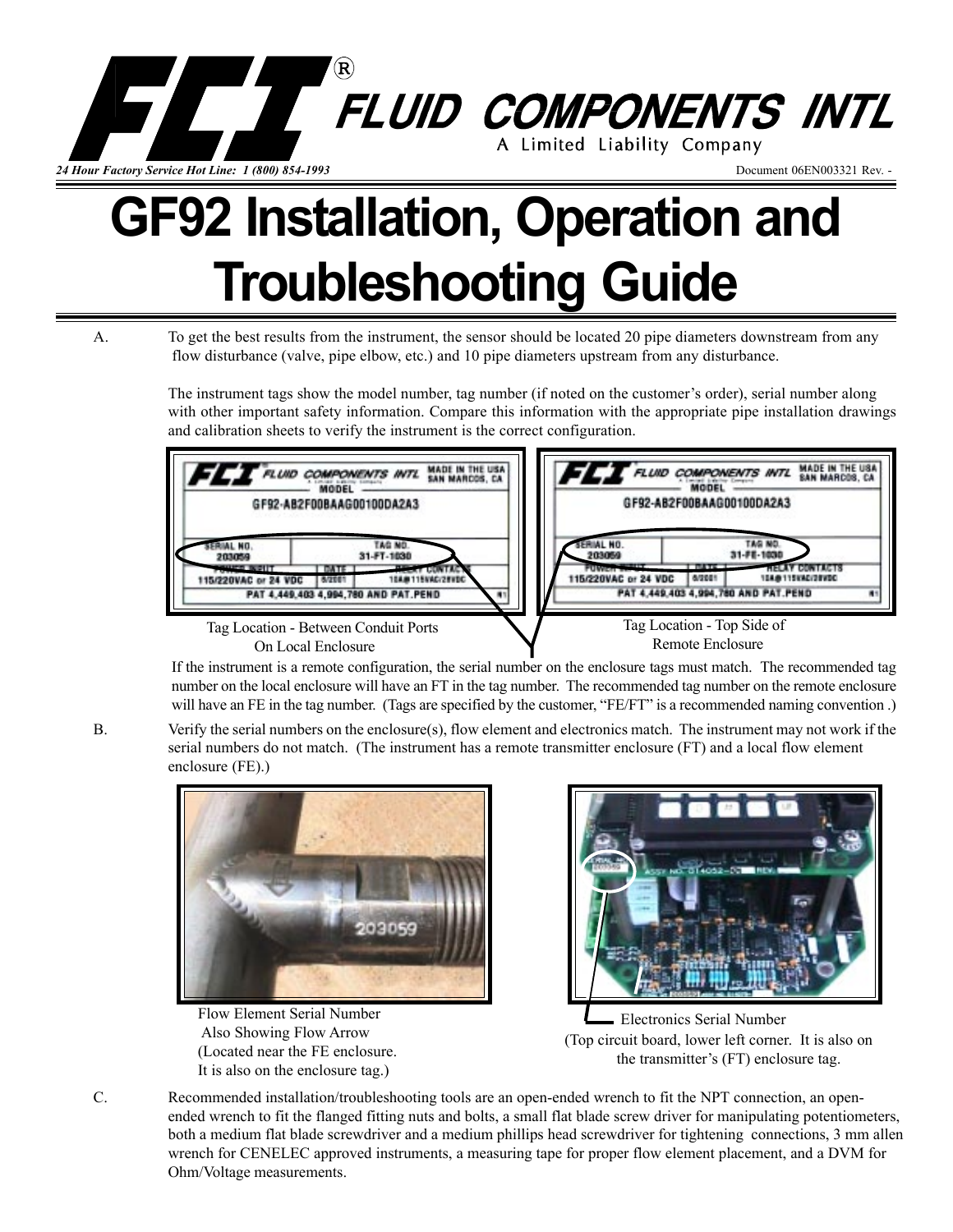FLUID COMPONENTS INTL

A Limited Liability Company

*24 Hour Factory Service Hot Line: 1 (800) 854-1993*

Document 06EN003321 Rev. -

# GF92 Installation, Operation and Troubleshooting Guide

A. To get the best results from the instrument, the sensor should be located 20 pipe diameters downstream from any flow disturbance (valve, pipe elbow, etc.) and 10 pipe diameters upstream from any disturbance.

The instrument tags show the model number, tag number (if noted on the customer's order), serial number along with other important safety information. Compare this information with the appropriate pipe installation drawings and calibration sheets to verify the instrument is the correct configuration.

Tag Location - Between Conduit Ports On Local Enclosure

Tag Location - Top Side of Remote Enclosure

If the instrument is a remote configuration, the serial number on the enclosure tags must match. The recommended tag number on the local enclosure will have an FT in the tag number. The recommended tag number on the remote enclosure will have an FE in the tag number. (Tags are specified by the customer, "FE/FT" is a recommended naming convention .)

B. Verify the serial numbers on the enclosure(s), flow element and electronics match. The instrument may not work if the serial numbers do not match. (The instrument has a remote transmitter enclosure (FT) and a local flow element enclosure (FE).)

Flow Element Serial Number Also Showing Flow Arrow (Located near the FE enclosure. It is also on the enclosure tag.)

Electronics Serial Number (Top circuit board, lower left corner. It is also on the transmitter's (FT) enclosure tag.

C. Recommended installation/troubleshooting tools are an open-ended wrench to fit the NPT connection, an open-ended wrench to fit the flanged fitting nuts and bolts, a small flat blade screw driver for manipulating potentiometers, both a medium flat blade screwdriver and a medium phillips head screwdriver for tightening connections, 3 mm allen wrench for CENELEC approved instruments, a measuring tape for proper flow element placement, and a DVM for Ohm/Voltage measurements.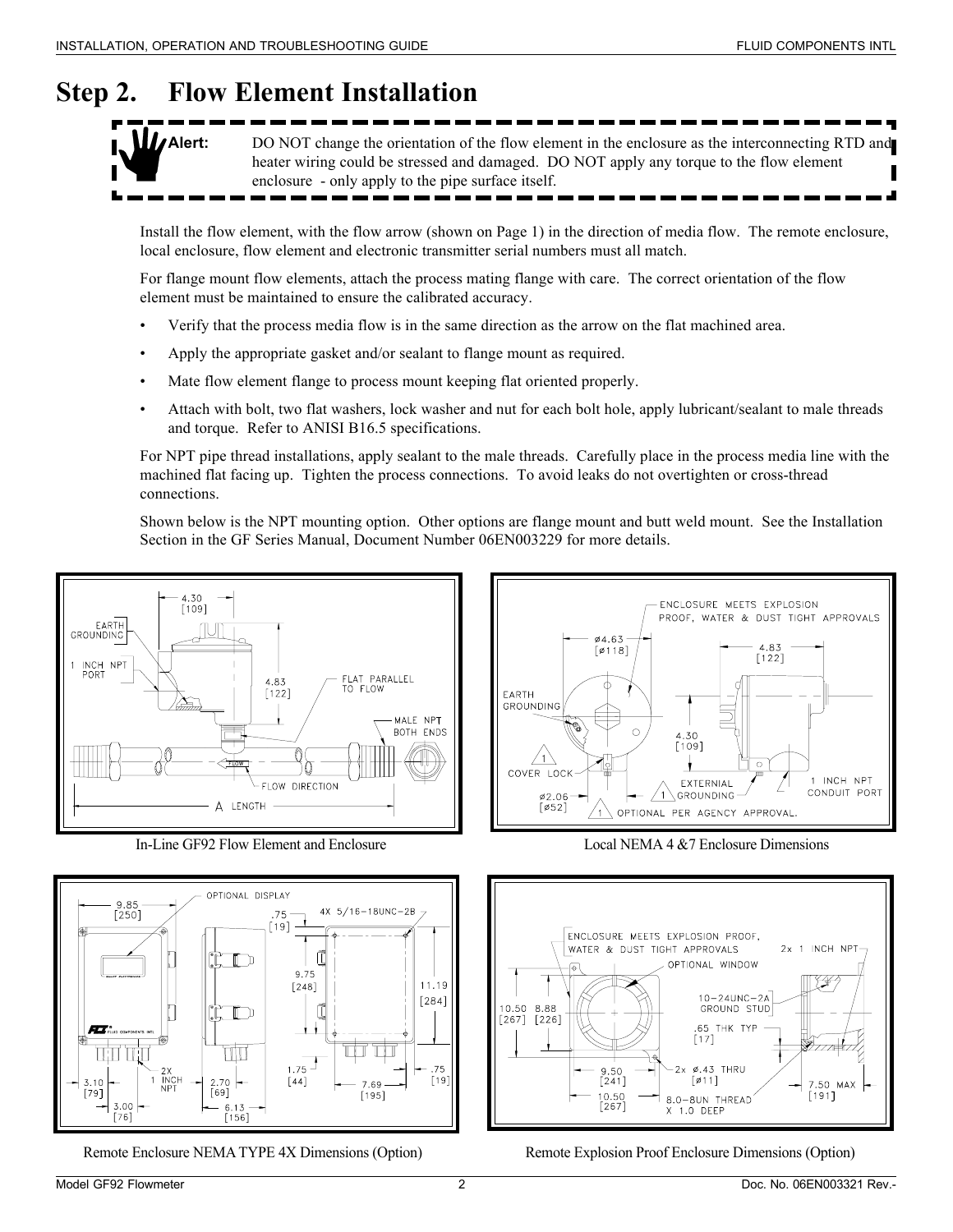# Step 2. Flow Element Installation

**Alert:** DO NOT change the orientation of the flow element in the enclosure as the interconnecting RTD and heater wiring could be stressed and damaged. DO NOT apply any torque to the flow element enclosure - only apply to the pipe surface itself.

Install the flow element, with the flow arrow (shown on Page 1) in the direction of media flow. The remote enclosure, local enclosure, flow element and electronic transmitter serial numbers must all match.

For flange mount flow elements, attach the process mating flange with care. The correct orientation of the flow element must be maintained to ensure the calibrated accuracy.

- Verify that the process media flow is in the same direction as the arrow on the flat machined area.
- Apply the appropriate gasket and/or sealant to flange mount as required.
- Mate flow element flange to process mount keeping flat oriented properly.
- Attach with bolt, two flat washers, lock washer and nut for each bolt hole, apply lubricant/sealant to male threads and torque. Refer to ANISI B16.5 specifications.

For NPT pipe thread installations, apply sealant to the male threads. Carefully place in the process media line with the machined flat facing up. Tighten the process connections. To avoid leaks do not overtighten or cross-thread connections.

Shown below is the NPT mounting option. Other options are flange mount and butt weld mount. See the Installation Section in the GF Series Manual, Document Number 06EN003229 for more details.

In-Line GF92 Flow Element and Enclosure

Local NEMA 4 &7 Enclosure Dimensions

Remote Enclosure NEMA TYPE 4X Dimensions (Option)

Remote Explosion Proof Enclosure Dimensions (Option)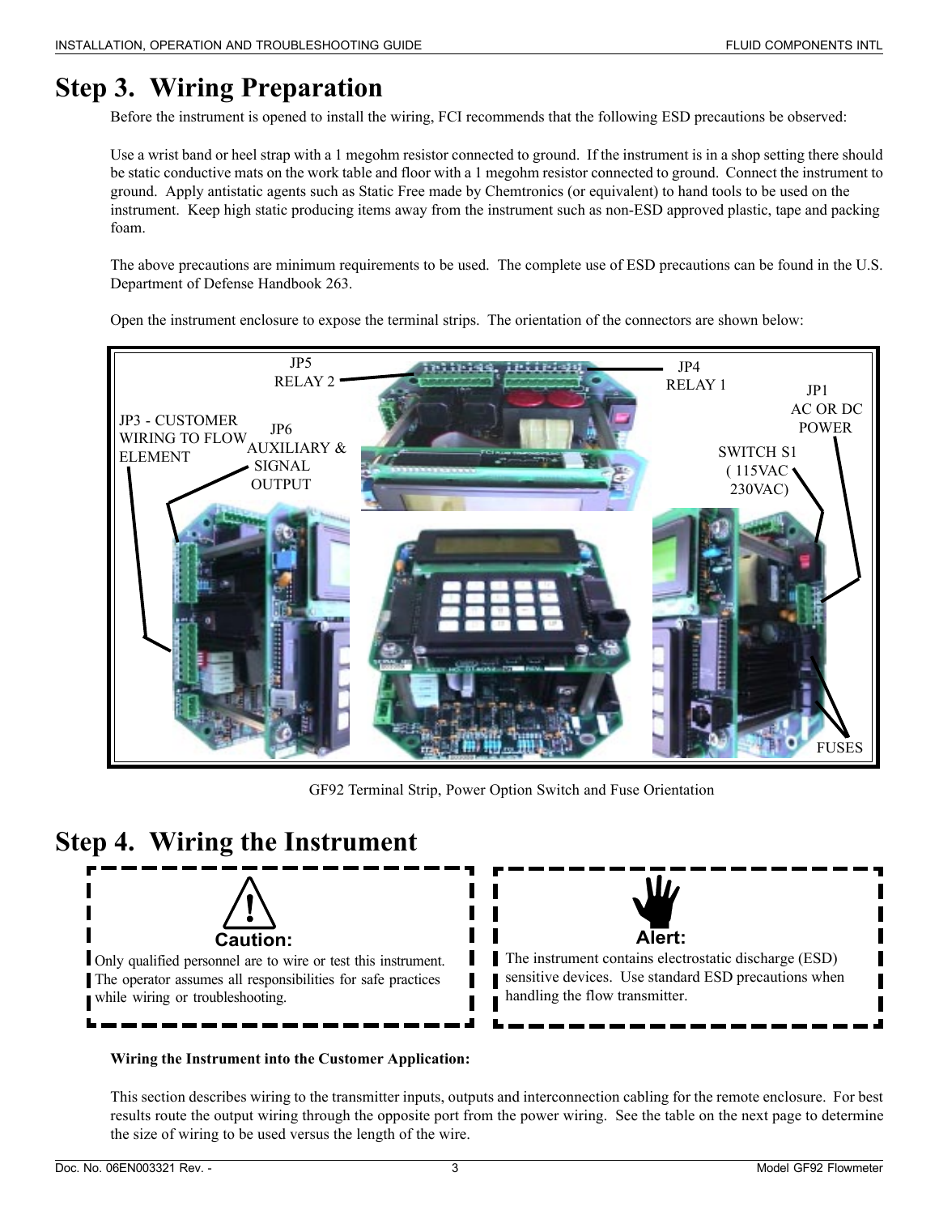# Step 3. Wiring Preparation

Before the instrument is opened to install the wiring, FCI recommends that the following ESD precautions be observed:

Use a wrist band or heel strap with a 1 megohm resistor connected to ground. If the instrument is in a shop setting there should be static conductive mats on the work table and floor with a 1 megohm resistor connected to ground. Connect the instrument to ground. Apply antistatic agents such as Static Free made by Chemtronics (or equivalent) to hand tools to be used on the instrument. Keep high static producing items away from the instrument such as non-ESD approved plastic, tape and packing foam.

The above precautions are minimum requirements to be used. The complete use of ESD precautions can be found in the U.S. Department of Defense Handbook 263.

Open the instrument enclosure to expose the terminal strips. The orientation of the connectors are shown below:

JP5 RELAY 2

JP4 RELAY 1

JP1 AC OR DC POWER

JP3 - CUSTOMER WIRING TO FLOW ELEMENT

JP6 AUXILIARY & SIGNAL OUTPUT

SWITCH S1 ( 115VAC 230VAC)

FUSES

GF92 Terminal Strip, Power Option Switch and Fuse Orientation

# Step 4. Wiring the Instrument

**Caution:**

Only qualified personnel are to wire or test this instrument. The operator assumes all responsibilities for safe practices while wiring or troubleshooting.

**Alert:**

The instrument contains electrostatic discharge (ESD) sensitive devices. Use standard ESD precautions when handling the flow transmitter.

**Wiring the Instrument into the Customer Application:**

This section describes wiring to the transmitter inputs, outputs and interconnection cabling for the remote enclosure. For best results route the output wiring through the opposite port from the power wiring. See the table on the next page to determine the size of wiring to be used versus the length of the wire.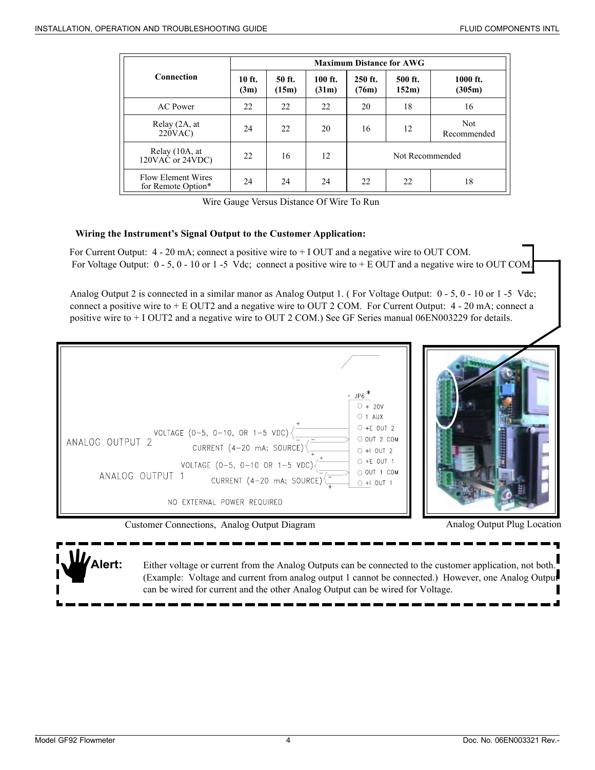| Connection | Maximum Distance for AWG | | | | | |
|---|---|---|---|---|---|---|
| | 10 ft. (3m) | 50 ft. (15m) | 100 ft. (31m) | 250 ft. (76m) | 500 ft. 152m) | 1000 ft. (305m) |
| AC Power | 22 | 22 | 22 | 20 | 18 | 16 |
| Relay (2A, at 220VAC) | 24 | 22 | 20 | 16 | 12 | Not Recommended |
| Relay (10A, at 120VAC or 24VDC) | 22 | 16 | 12 | Not Recommended | | |
| Flow Element Wires for Remote Option* | 24 | 24 | 24 | 22 | 22 | 18 |

Wire Gauge Versus Distance Of Wire To Run

**Wiring the Instrument's Signal Output to the Customer Application:**

For Current Output: 4 - 20 mA; connect a positive wire to + I OUT and a negative wire to OUT COM.
For Voltage Output: 0 - 5, 0 - 10 or 1 -5 Vdc; connect a positive wire to + E OUT and a negative wire to OUT COM.

Analog Output 2 is connected in a similar manor as Analog Output 1. ( For Voltage Output: 0 - 5, 0 - 10 or 1 -5 Vdc; connect a positive wire to + E OUT2 and a negative wire to OUT 2 COM. For Current Output: 4 - 20 mA; connect a positive wire to + I OUT2 and a negative wire to OUT 2 COM.) See GF Series manual 06EN003229 for details.

JP6 *
- + 20V
- 1 AUX
- +E OUT 2
- OUT 2 COM
- +I OUT 2
- +E OUT 1
- OUT 1 COM
- +I OUT 1

ANALOG OUTPUT 2: VOLTAGE (0-5, 0-10, OR 1-5 VDC); CURRENT (4-20 mA; SOURCE)

ANALOG OUTPUT 1: VOLTAGE (0-5, 0-10 OR 1-5 VDC); CURRENT (4-20 mA; SOURCE)

NO EXTERNAL POWER REQUIRED

Customer Connections, Analog Output Diagram

Analog Output Plug Location

**Alert:** Either voltage or current from the Analog Outputs can be connected to the customer application, not both. (Example: Voltage and current from analog output 1 cannot be connected.) However, one Analog Output can be wired for current and the other Analog Output can be wired for Voltage.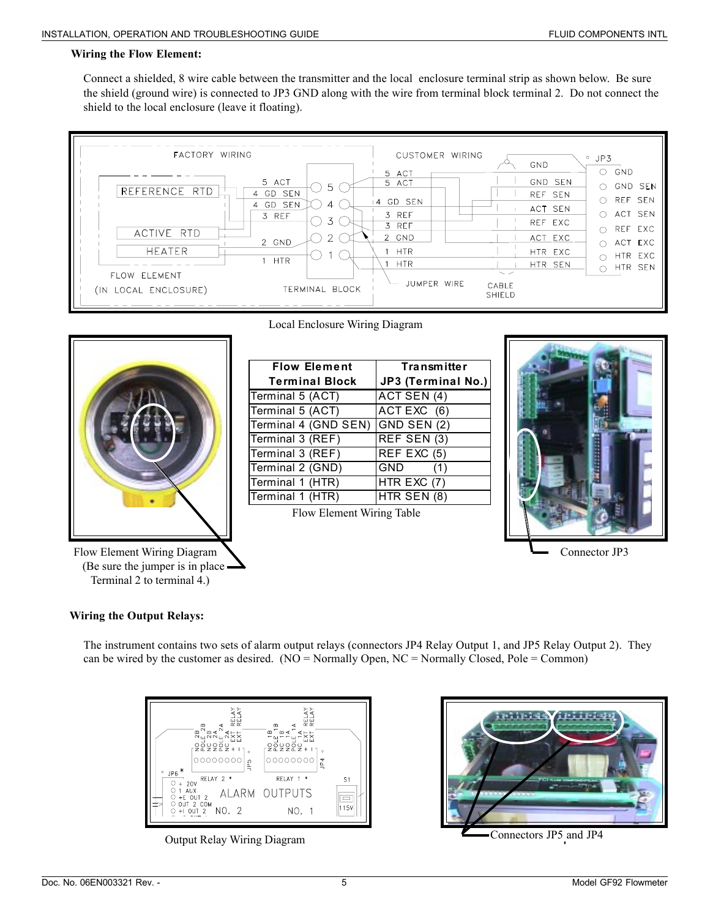**Wiring the Flow Element:**

Connect a shielded, 8 wire cable between the transmitter and the local enclosure terminal strip as shown below. Be sure the shield (ground wire) is connected to JP3 GND along with the wire from terminal block terminal 2. Do not connect the shield to the local enclosure (leave it floating).

Local Enclosure Wiring Diagram

| Flow Element Terminal Block | Transmitter JP3 (Terminal No.) |
|---|---|
| Terminal 5 (ACT) | ACT SEN (4) |
| Terminal 5 (ACT) | ACT EXC (6) |
| Terminal 4 (GND SEN) | GND SEN (2) |
| Terminal 3 (REF) | REF SEN (3) |
| Terminal 3 (REF) | REF EXC (5) |
| Terminal 2 (GND) | GND (1) |
| Terminal 1 (HTR) | HTR EXC (7) |
| Terminal 1 (HTR) | HTR SEN (8) |

Flow Element Wiring Table

Flow Element Wiring Diagram
(Be sure the jumper is in place Terminal 2 to terminal 4.)

Connector JP3

**Wiring the Output Relays:**

The instrument contains two sets of alarm output relays (connectors JP4 Relay Output 1, and JP5 Relay Output 2). They can be wired by the customer as desired. (NO = Normally Open, NC = Normally Closed, Pole = Common)

Output Relay Wiring Diagram

Connectors JP5 and JP4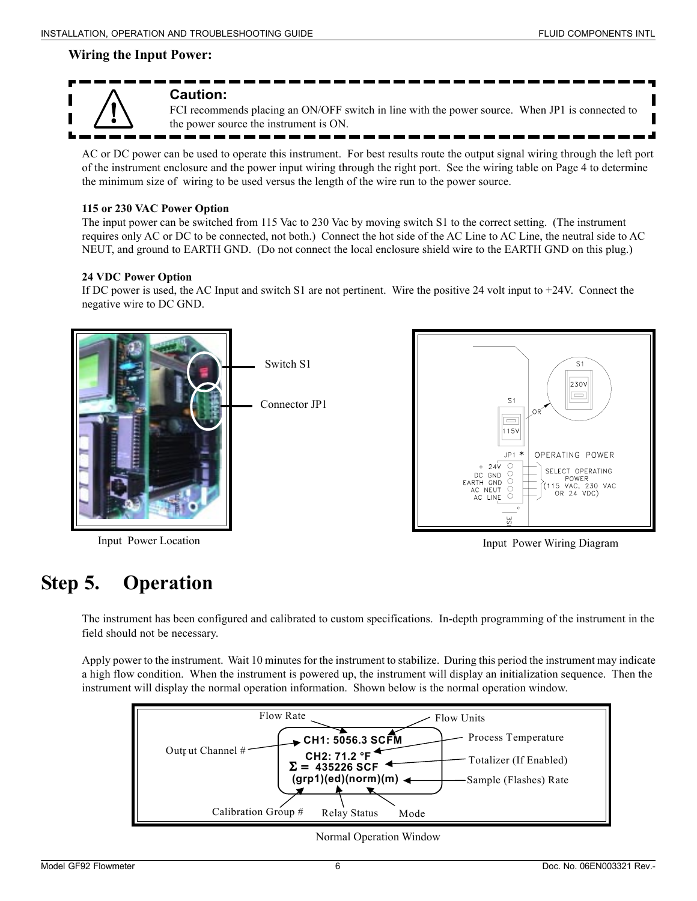### Wiring the Input Power:

> **Caution:**
> FCI recommends placing an ON/OFF switch in line with the power source. When JP1 is connected to the power source the instrument is ON.

AC or DC power can be used to operate this instrument. For best results route the output signal wiring through the left port of the instrument enclosure and the power input wiring through the right port. See the wiring table on Page 4 to determine the minimum size of wiring to be used versus the length of the wire run to the power source.

**115 or 230 VAC Power Option**

The input power can be switched from 115 Vac to 230 Vac by moving switch S1 to the correct setting. (The instrument requires only AC or DC to be connected, not both.) Connect the hot side of the AC Line to AC Line, the neutral side to AC NEUT, and ground to EARTH GND. (Do not connect the local enclosure shield wire to the EARTH GND on this plug.)

**24 VDC Power Option**

If DC power is used, the AC Input and switch S1 are not pertinent. Wire the positive 24 volt input to +24V. Connect the negative wire to DC GND.

Switch S1

Connector JP1

Input Power Location

Input Power Wiring Diagram

# Step 5. Operation

The instrument has been configured and calibrated to custom specifications. In-depth programming of the instrument in the field should not be necessary.

Apply power to the instrument. Wait 10 minutes for the instrument to stabilize. During this period the instrument may indicate a high flow condition. When the instrument is powered up, the instrument will display an initialization sequence. Then the instrument will display the normal operation information. Shown below is the normal operation window.

```
CH1: 5056.3 SCFM
CH2: 71.2 °F
Σ = 435226 SCF
(grp1)(ed)(norm)(m)
```

Flow Rate, Flow Units, Output Channel #, Process Temperature, Totalizer (If Enabled), Sample (Flashes) Rate, Calibration Group #, Relay Status, Mode

Normal Operation Window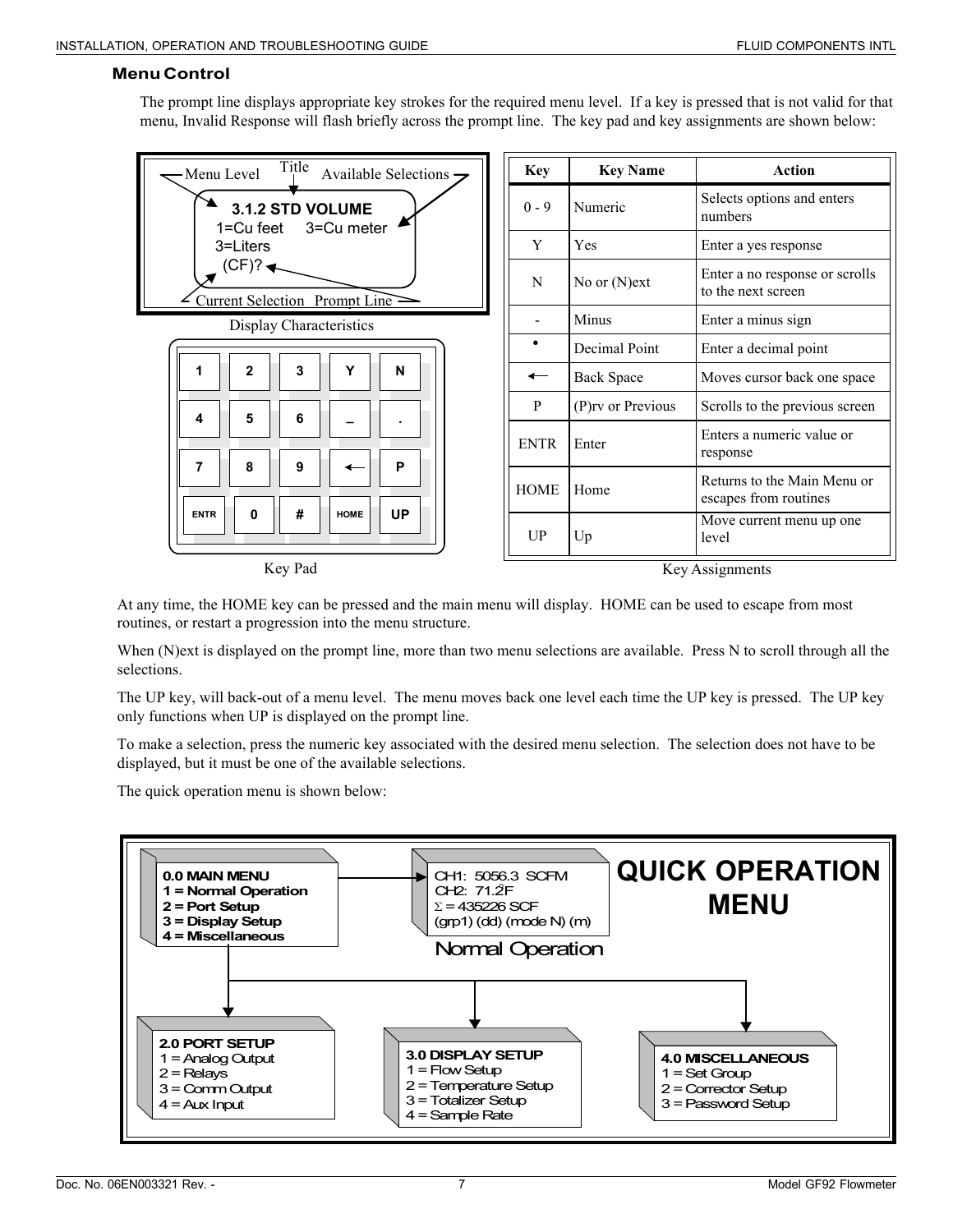### Menu Control

The prompt line displays appropriate key strokes for the required menu level. If a key is pressed that is not valid for that menu, Invalid Response will flash briefly across the prompt line. The key pad and key assignments are shown below:

Menu Level — Title — Available Selections

```
3.1.2 STD VOLUME
1=Cu feet     3=Cu meter
3=Liters
  (CF)?
```

Current Selection — Prompt Line

Display Characteristics

| | | | | |
|---|---|---|---|---|
| 1 | 2 | 3 | Y | N |
| 4 | 5 | 6 | _ | . |
| 7 | 8 | 9 | ← | P |
| ENTR | 0 | # | HOME | UP |

Key Pad

| Key | Key Name | Action |
|---|---|---|
| 0 - 9 | Numeric | Selects options and enters numbers |
| Y | Yes | Enter a yes response |
| N | No or (N)ext | Enter a no response or scrolls to the next screen |
| - | Minus | Enter a minus sign |
| • | Decimal Point | Enter a decimal point |
| ← | Back Space | Moves cursor back one space |
| P | (P)rv or Previous | Scrolls to the previous screen |
| ENTR | Enter | Enters a numeric value or response |
| HOME | Home | Returns to the Main Menu or escapes from routines |
| UP | Up | Move current menu up one level |

Key Assignments

At any time, the HOME key can be pressed and the main menu will display. HOME can be used to escape from most routines, or restart a progression into the menu structure.

When (N)ext is displayed on the prompt line, more than two menu selections are available. Press N to scroll through all the selections.

The UP key, will back-out of a menu level. The menu moves back one level each time the UP key is pressed. The UP key only functions when UP is displayed on the prompt line.

To make a selection, press the numeric key associated with the desired menu selection. The selection does not have to be displayed, but it must be one of the available selections.

The quick operation menu is shown below:

**QUICK OPERATION MENU**

**0.0 MAIN MENU**
**1 = Normal Operation**
**2 = Port Setup**
**3 = Display Setup**
**4 = Miscellaneous**

Normal Operation:
CH1: 5056.3 SCFM
CH2: 71.2°F
Σ = 435226 SCF
(grp1) (dd) (mode N) (m)

**2.0 PORT SETUP**
1 = Analog Output
2 = Relays
3 = Comm Output
4 = Aux Input

**3.0 DISPLAY SETUP**
1 = Flow Setup
2 = Temperature Setup
3 = Totalizer Setup
4 = Sample Rate

**4.0 MISCELLANEOUS**
1 = Set Group
2 = Corrector Setup
3 = Password Setup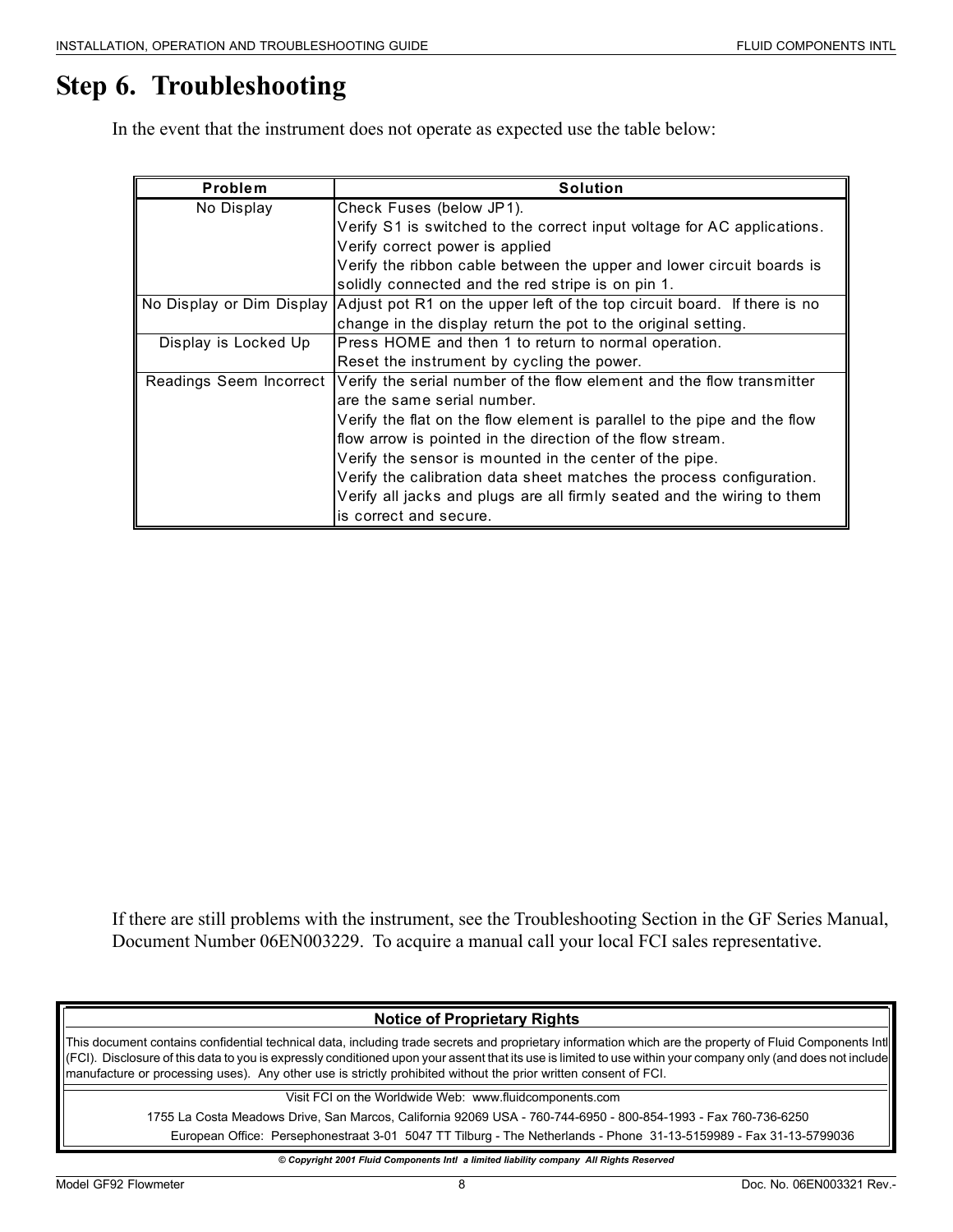# Step 6. Troubleshooting

In the event that the instrument does not operate as expected use the table below:

| Problem | Solution |
| --- | --- |
| No Display | Check Fuses (below JP1).<br>Verify S1 is switched to the correct input voltage for AC applications.<br>Verify correct power is applied<br>Verify the ribbon cable between the upper and lower circuit boards is solidly connected and the red stripe is on pin 1. |
| No Display or Dim Display | Adjust pot R1 on the upper left of the top circuit board. If there is no change in the display return the pot to the original setting. |
| Display is Locked Up | Press HOME and then 1 to return to normal operation.<br>Reset the instrument by cycling the power. |
| Readings Seem Incorrect | Verify the serial number of the flow element and the flow transmitter are the same serial number.<br>Verify the flat on the flow element is parallel to the pipe and the flow flow arrow is pointed in the direction of the flow stream.<br>Verify the sensor is mounted in the center of the pipe.<br>Verify the calibration data sheet matches the process configuration.<br>Verify all jacks and plugs are all firmly seated and the wiring to them is correct and secure. |

If there are still problems with the instrument, see the Troubleshooting Section in the GF Series Manual, Document Number 06EN003229. To acquire a manual call your local FCI sales representative.

**Notice of Proprietary Rights**

This document contains confidential technical data, including trade secrets and proprietary information which are the property of Fluid Components Intl (FCI). Disclosure of this data to you is expressly conditioned upon your assent that its use is limited to use within your company only (and does not include manufacture or processing uses). Any other use is strictly prohibited without the prior written consent of FCI.

Visit FCI on the Worldwide Web: www.fluidcomponents.com

1755 La Costa Meadows Drive, San Marcos, California 92069 USA - 760-744-6950 - 800-854-1993 - Fax 760-736-6250

European Office: Persephonestraat 3-01 5047 TT Tilburg - The Netherlands - Phone 31-13-5159989 - Fax 31-13-5799036

***© Copyright 2001 Fluid Components Intl a limited liability company All Rights Reserved***